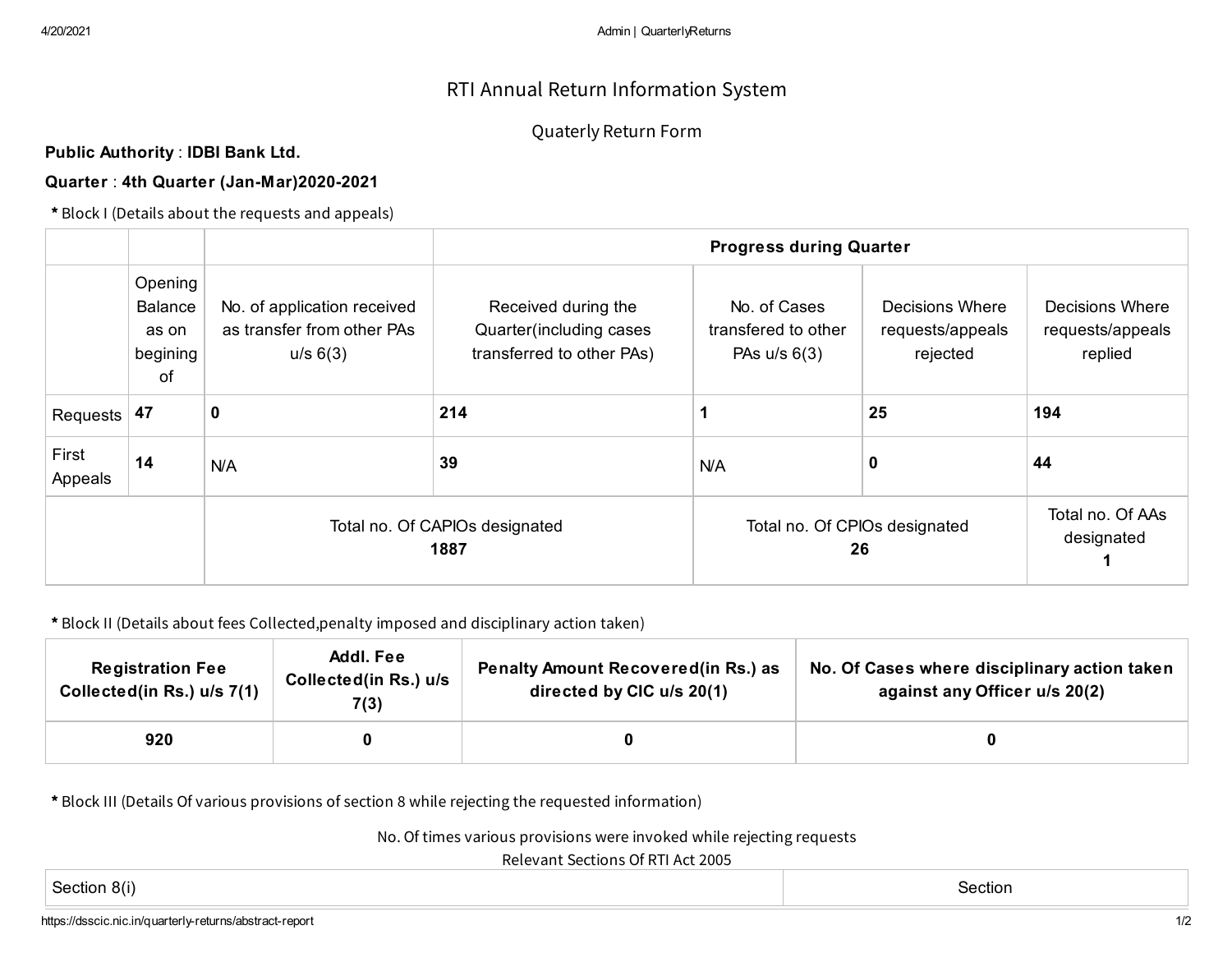# RTI Annual Return Information System

## Quaterly Return Form

**Public Authority** : **IDBI Bank Ltd.**

**Quarter** : **4th Quarter (Jan-Mar)2020-2021**

**\*** Block I (Details about the requests and appeals)

| | | | Progress during Quarter | | | |
|---|---|---|---|---|---|---|
| | Opening Balance as on begining of | No. of application received as transfer from other PAs u/s 6(3) | Received during the Quarter(including cases transferred to other PAs) | No. of Cases transfered to other PAs u/s 6(3) | Decisions Where requests/appeals rejected | Decisions Where requests/appeals replied |
| Requests | **47** | **0** | **214** | **1** | **25** | **194** |
| First Appeals | **14** | N/A | **39** | N/A | **0** | **44** |
| | | Total no. Of CAPIOs designated **1887** | | Total no. Of CPIOs designated **26** | | Total no. Of AAs designated **1** |

**\*** Block II (Details about fees Collected,penalty imposed and disciplinary action taken)

| Registration Fee Collected(in Rs.) u/s 7(1) | Addl. Fee Collected(in Rs.) u/s 7(3) | Penalty Amount Recovered(in Rs.) as directed by CIC u/s 20(1) | No. Of Cases where disciplinary action taken against any Officer u/s 20(2) |
|---|---|---|---|
| 920 | 0 | 0 | 0 |

**\*** Block III (Details Of various provisions of section 8 while rejecting the requested information)

No. Of times various provisions were invoked while rejecting requests

Relevant Sections Of RTI Act 2005

| Section 8(i) | Section |
|---|---|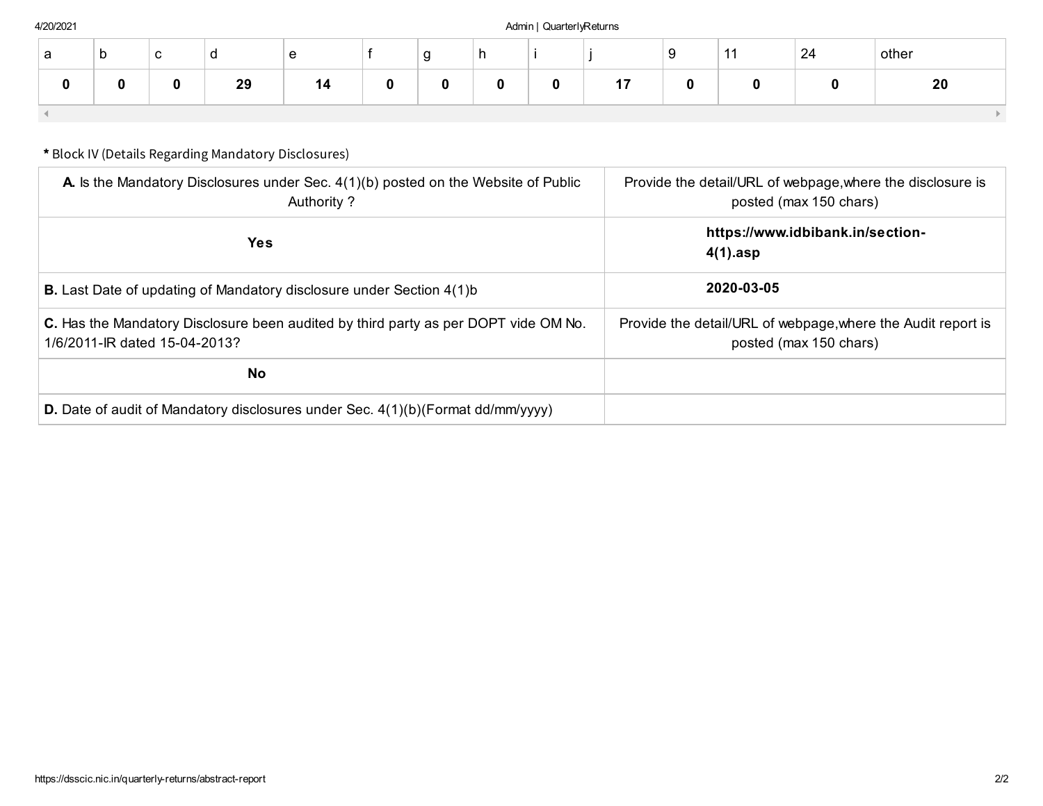| a | b | c | d | e | f | g | h | i | j | 9 | 11 | 24 | other |
|---|---|---|---|---|---|---|---|---|---|---|---|---|---|
| **0** | **0** | **0** | **29** | **14** | **0** | **0** | **0** | **0** | **17** | **0** | **0** | **0** | **20** |

**\*** Block IV (Details Regarding Mandatory Disclosures)

| **A.** Is the Mandatory Disclosures under Sec. 4(1)(b) posted on the Website of Public Authority ? | Provide the detail/URL of webpage,where the disclosure is posted (max 150 chars) |
|---|---|
| **Yes** | **https://www.idbibank.in/section-4(1).asp** |
| **B.** Last Date of updating of Mandatory disclosure under Section 4(1)b | **2020-03-05** |
| **C.** Has the Mandatory Disclosure been audited by third party as per DOPT vide OM No. 1/6/2011-IR dated 15-04-2013? | Provide the detail/URL of webpage,where the Audit report is posted (max 150 chars) |
| **No** | |
| **D.** Date of audit of Mandatory disclosures under Sec. 4(1)(b)(Format dd/mm/yyyy) | |